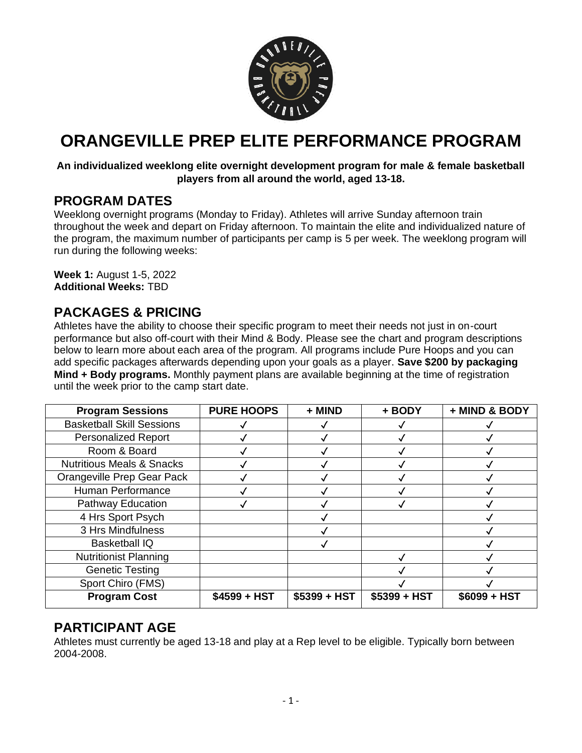# ORANGEVILLE PREP ELITE PERFORMANCE PROGRAM

**An individualized weeklong elite overnight development program for male & female basketball players from all around the world, aged 13-18.**

## PROGRAM DATES

Weeklong overnight programs (Monday to Friday). Athletes will arrive Sunday afternoon train throughout the week and depart on Friday afternoon. To maintain the elite and individualized nature of the program, the maximum number of participants per camp is 5 per week. The weeklong program will run during the following weeks:

**Week 1:** August 1-5, 2022
**Additional Weeks:** TBD

## PACKAGES & PRICING

Athletes have the ability to choose their specific program to meet their needs not just in on-court performance but also off-court with their Mind & Body. Please see the chart and program descriptions below to learn more about each area of the program. All programs include Pure Hoops and you can add specific packages afterwards depending upon your goals as a player. **Save $200 by packaging Mind + Body programs.** Monthly payment plans are available beginning at the time of registration until the week prior to the camp start date.

| Program Sessions | PURE HOOPS | + MIND | + BODY | + MIND & BODY |
|---|---|---|---|---|
| Basketball Skill Sessions | ✓ | ✓ | ✓ | ✓ |
| Personalized Report | ✓ | ✓ | ✓ | ✓ |
| Room & Board | ✓ | ✓ | ✓ | ✓ |
| Nutritious Meals & Snacks | ✓ | ✓ | ✓ | ✓ |
| Orangeville Prep Gear Pack | ✓ | ✓ | ✓ | ✓ |
| Human Performance | ✓ | ✓ | ✓ | ✓ |
| Pathway Education | ✓ | ✓ | ✓ | ✓ |
| 4 Hrs Sport Psych | | ✓ | | ✓ |
| 3 Hrs Mindfulness | | ✓ | | ✓ |
| Basketball IQ | | ✓ | | ✓ |
| Nutritionist Planning | | | ✓ | ✓ |
| Genetic Testing | | | ✓ | ✓ |
| Sport Chiro (FMS) | | | ✓ | ✓ |
| **Program Cost** | **$4599 + HST** | **$5399 + HST** | **$5399 + HST** | **$6099 + HST** |

## PARTICIPANT AGE

Athletes must currently be aged 13-18 and play at a Rep level to be eligible. Typically born between 2004-2008.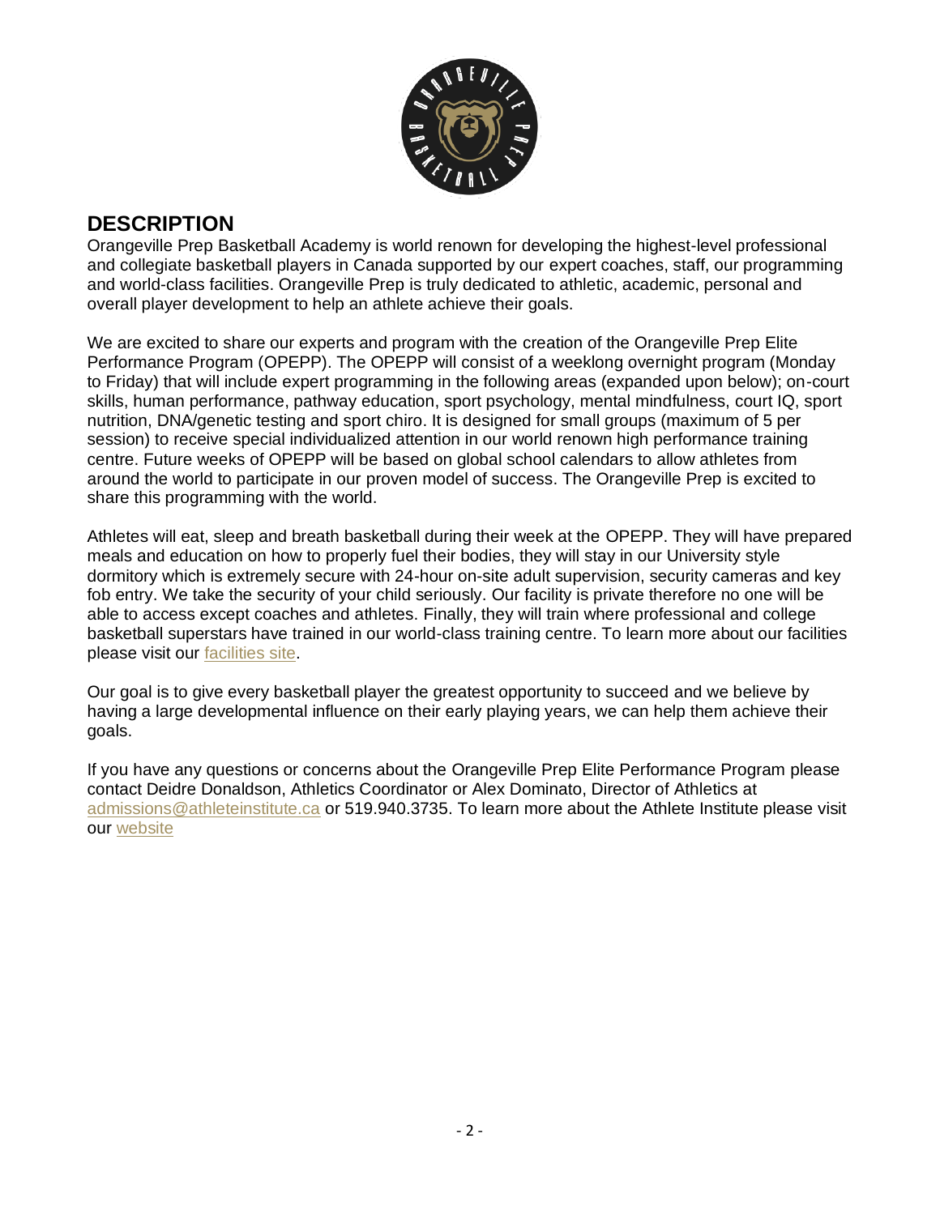## DESCRIPTION

Orangeville Prep Basketball Academy is world renown for developing the highest-level professional and collegiate basketball players in Canada supported by our expert coaches, staff, our programming and world-class facilities. Orangeville Prep is truly dedicated to athletic, academic, personal and overall player development to help an athlete achieve their goals.

We are excited to share our experts and program with the creation of the Orangeville Prep Elite Performance Program (OPEPP). The OPEPP will consist of a weeklong overnight program (Monday to Friday) that will include expert programming in the following areas (expanded upon below); on-court skills, human performance, pathway education, sport psychology, mental mindfulness, court IQ, sport nutrition, DNA/genetic testing and sport chiro. It is designed for small groups (maximum of 5 per session) to receive special individualized attention in our world renown high performance training centre. Future weeks of OPEPP will be based on global school calendars to allow athletes from around the world to participate in our proven model of success. The Orangeville Prep is excited to share this programming with the world.

Athletes will eat, sleep and breath basketball during their week at the OPEPP. They will have prepared meals and education on how to properly fuel their bodies, they will stay in our University style dormitory which is extremely secure with 24-hour on-site adult supervision, security cameras and key fob entry. We take the security of your child seriously. Our facility is private therefore no one will be able to access except coaches and athletes. Finally, they will train where professional and college basketball superstars have trained in our world-class training centre. To learn more about our facilities please visit our facilities site.

Our goal is to give every basketball player the greatest opportunity to succeed and we believe by having a large developmental influence on their early playing years, we can help them achieve their goals.

If you have any questions or concerns about the Orangeville Prep Elite Performance Program please contact Deidre Donaldson, Athletics Coordinator or Alex Dominato, Director of Athletics at admissions@athleteinstitute.ca or 519.940.3735. To learn more about the Athlete Institute please visit our website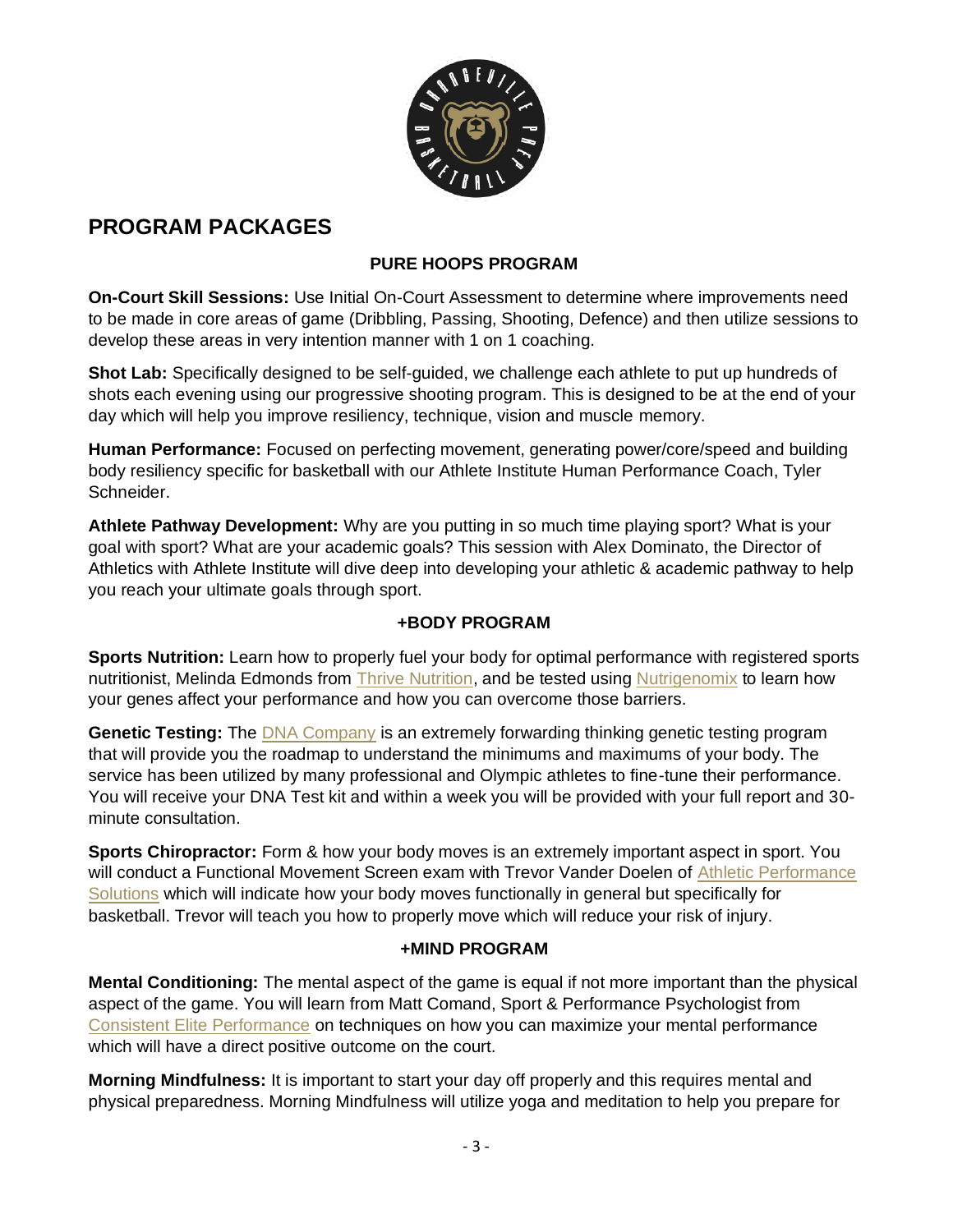## PROGRAM PACKAGES

### PURE HOOPS PROGRAM

**On-Court Skill Sessions:** Use Initial On-Court Assessment to determine where improvements need to be made in core areas of game (Dribbling, Passing, Shooting, Defence) and then utilize sessions to develop these areas in very intention manner with 1 on 1 coaching.

**Shot Lab:** Specifically designed to be self-guided, we challenge each athlete to put up hundreds of shots each evening using our progressive shooting program. This is designed to be at the end of your day which will help you improve resiliency, technique, vision and muscle memory.

**Human Performance:** Focused on perfecting movement, generating power/core/speed and building body resiliency specific for basketball with our Athlete Institute Human Performance Coach, Tyler Schneider.

**Athlete Pathway Development:** Why are you putting in so much time playing sport? What is your goal with sport? What are your academic goals? This session with Alex Dominato, the Director of Athletics with Athlete Institute will dive deep into developing your athletic & academic pathway to help you reach your ultimate goals through sport.

### +BODY PROGRAM

**Sports Nutrition:** Learn how to properly fuel your body for optimal performance with registered sports nutritionist, Melinda Edmonds from Thrive Nutrition, and be tested using Nutrigenomix to learn how your genes affect your performance and how you can overcome those barriers.

**Genetic Testing:** The DNA Company is an extremely forwarding thinking genetic testing program that will provide you the roadmap to understand the minimums and maximums of your body. The service has been utilized by many professional and Olympic athletes to fine-tune their performance. You will receive your DNA Test kit and within a week you will be provided with your full report and 30-minute consultation.

**Sports Chiropractor:** Form & how your body moves is an extremely important aspect in sport. You will conduct a Functional Movement Screen exam with Trevor Vander Doelen of Athletic Performance Solutions which will indicate how your body moves functionally in general but specifically for basketball. Trevor will teach you how to properly move which will reduce your risk of injury.

### +MIND PROGRAM

**Mental Conditioning:** The mental aspect of the game is equal if not more important than the physical aspect of the game. You will learn from Matt Comand, Sport & Performance Psychologist from Consistent Elite Performance on techniques on how you can maximize your mental performance which will have a direct positive outcome on the court.

**Morning Mindfulness:** It is important to start your day off properly and this requires mental and physical preparedness. Morning Mindfulness will utilize yoga and meditation to help you prepare for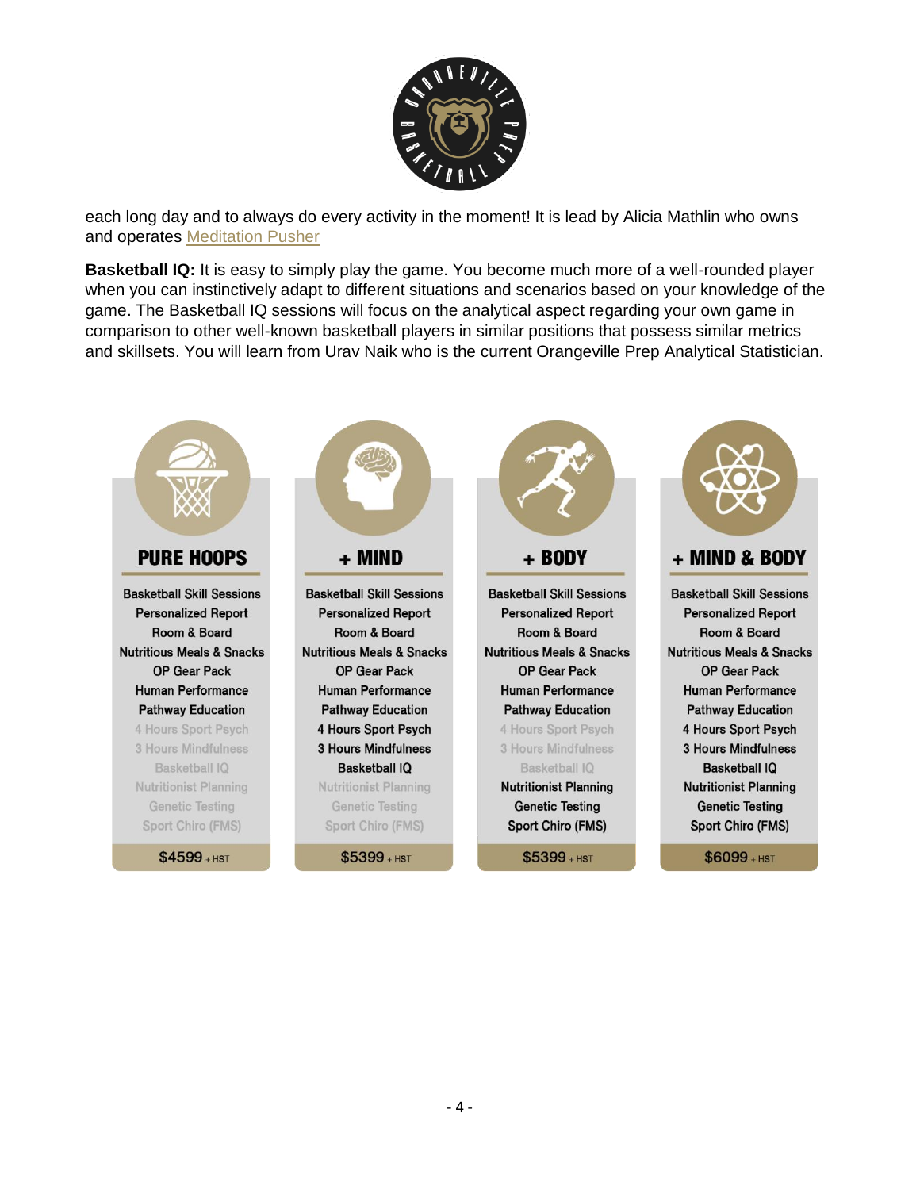each long day and to always do every activity in the moment! It is lead by Alicia Mathlin who owns and operates Meditation Pusher

**Basketball IQ:** It is easy to simply play the game. You become much more of a well-rounded player when you can instinctively adapt to different situations and scenarios based on your knowledge of the game. The Basketball IQ sessions will focus on the analytical aspect regarding your own game in comparison to other well-known basketball players in similar positions that possess similar metrics and skillsets. You will learn from Urav Naik who is the current Orangeville Prep Analytical Statistician.

| | PURE HOOPS | + MIND | + BODY | + MIND & BODY |
|---|---|---|---|---|
| Basketball Skill Sessions | ✓ | ✓ | ✓ | ✓ |
| Personalized Report | ✓ | ✓ | ✓ | ✓ |
| Room & Board | ✓ | ✓ | ✓ | ✓ |
| Nutritious Meals & Snacks | ✓ | ✓ | ✓ | ✓ |
| OP Gear Pack | ✓ | ✓ | ✓ | ✓ |
| Human Performance Pathway Education | ✓ | ✓ | ✓ | ✓ |
| 4 Hours Sport Psych | | ✓ | | ✓ |
| 3 Hours Mindfulness | | ✓ | | ✓ |
| Basketball IQ | | ✓ | | ✓ |
| Nutritionist Planning | | | ✓ | ✓ |
| Genetic Testing | | | ✓ | ✓ |
| Sport Chiro (FMS) | | | ✓ | ✓ |
| **Price** | $4599 + HST | $5399 + HST | $5399 + HST | $6099 + HST |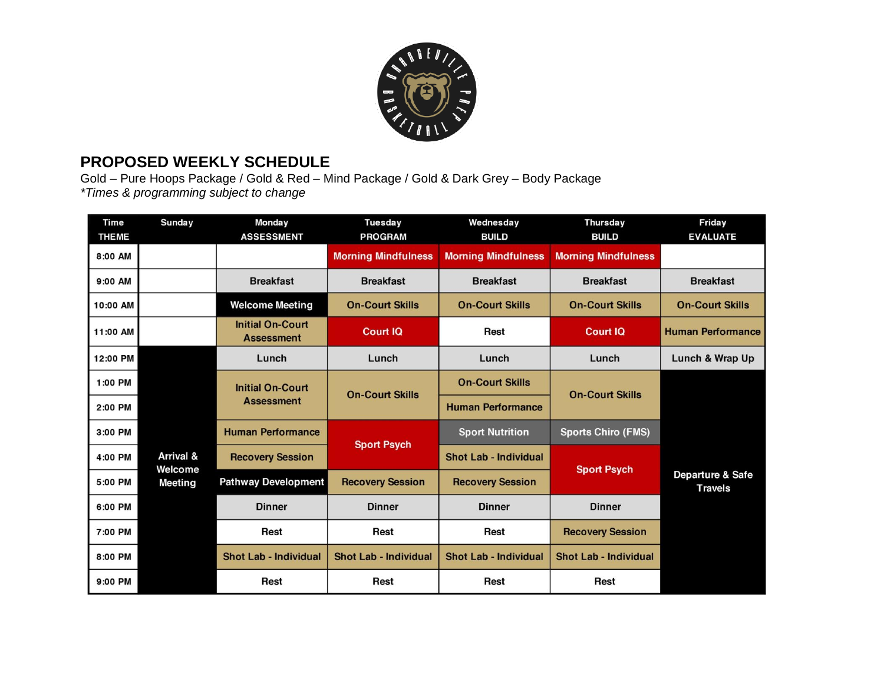## PROPOSED WEEKLY SCHEDULE

Gold – Pure Hoops Package / Gold & Red – Mind Package / Gold & Dark Grey – Body Package

*\*Times & programming subject to change*

| Time<br>THEME | Sunday | Monday<br>ASSESSMENT | Tuesday<br>PROGRAM | Wednesday<br>BUILD | Thursday<br>BUILD | Friday<br>EVALUATE |
|---|---|---|---|---|---|---|
| 8:00 AM | | | Morning Mindfulness | Morning Mindfulness | Morning Mindfulness | |
| 9:00 AM | | Breakfast | Breakfast | Breakfast | Breakfast | Breakfast |
| 10:00 AM | | Welcome Meeting | On-Court Skills | On-Court Skills | On-Court Skills | On-Court Skills |
| 11:00 AM | | Initial On-Court Assessment | Court IQ | Rest | Court IQ | Human Performance |
| 12:00 PM | Arrival & Welcome Meeting | Lunch | Lunch | Lunch | Lunch | Lunch & Wrap Up |
| 1:00 PM | | Initial On-Court Assessment | On-Court Skills | On-Court Skills | On-Court Skills | Departure & Safe Travels |
| 2:00 PM | | | | Human Performance | | |
| 3:00 PM | | Human Performance | Sport Psych | Sport Nutrition | Sports Chiro (FMS) | |
| 4:00 PM | | Recovery Session | | Shot Lab - Individual | Sport Psych | |
| 5:00 PM | | Pathway Development | Recovery Session | Recovery Session | | |
| 6:00 PM | | Dinner | Dinner | Dinner | Dinner | |
| 7:00 PM | | Rest | Rest | Rest | Recovery Session | |
| 8:00 PM | | Shot Lab - Individual | Shot Lab - Individual | Shot Lab - Individual | Shot Lab - Individual | |
| 9:00 PM | | Rest | Rest | Rest | Rest | |